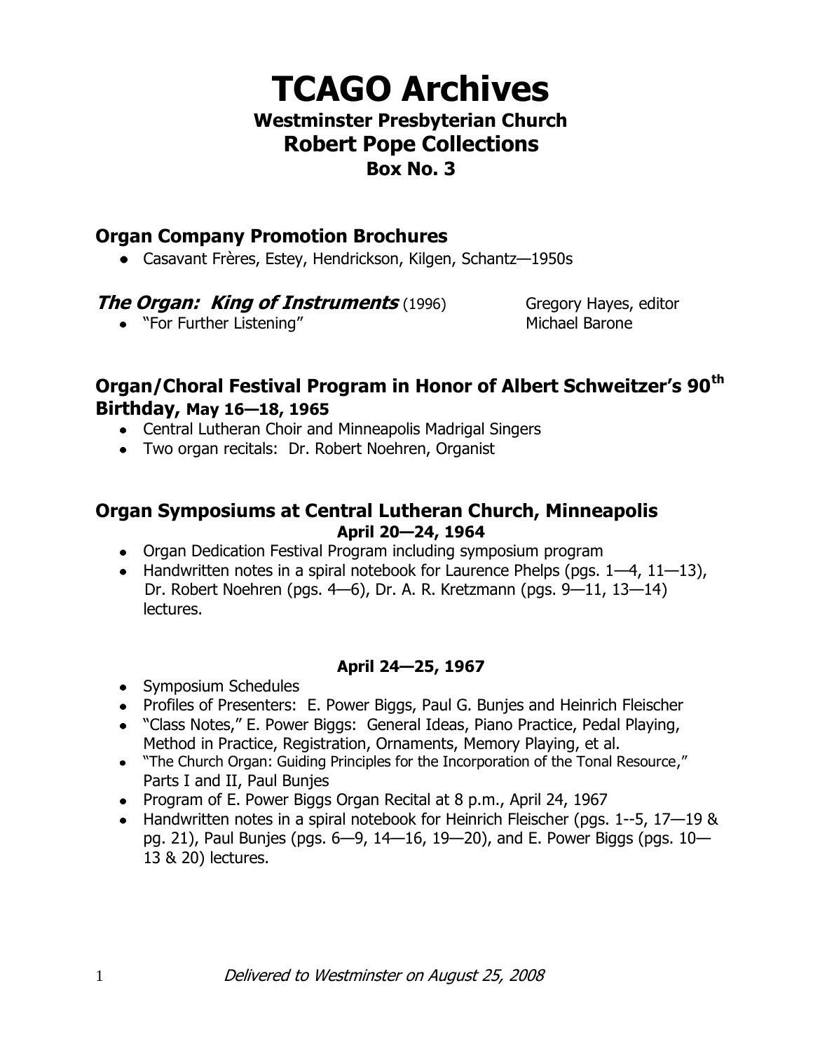# TCAGO Archives

## Westminster Presbyterian Church

## Robert Pope Collections

### Box No. 3

### Organ Company Promotion Brochures

- Casavant Frères, Estey, Hendrickson, Kilgen, Schantz—1950s

### *The Organ: King of Instruments* (1996) Gregory Hayes, editor

- "For Further Listening" Michael Barone

### Organ/Choral Festival Program in Honor of Albert Schweitzer's 90th Birthday, May 16—18, 1965

- Central Lutheran Choir and Minneapolis Madrigal Singers
- Two organ recitals: Dr. Robert Noehren, Organist

### Organ Symposiums at Central Lutheran Church, Minneapolis

**April 20—24, 1964**

- Organ Dedication Festival Program including symposium program
- Handwritten notes in a spiral notebook for Laurence Phelps (pgs. 1—4, 11—13), Dr. Robert Noehren (pgs. 4—6), Dr. A. R. Kretzmann (pgs. 9—11, 13—14) lectures.

**April 24—25, 1967**

- Symposium Schedules
- Profiles of Presenters: E. Power Biggs, Paul G. Bunjes and Heinrich Fleischer
- "Class Notes," E. Power Biggs: General Ideas, Piano Practice, Pedal Playing, Method in Practice, Registration, Ornaments, Memory Playing, et al.
- "The Church Organ: Guiding Principles for the Incorporation of the Tonal Resource," Parts I and II, Paul Bunjes
- Program of E. Power Biggs Organ Recital at 8 p.m., April 24, 1967
- Handwritten notes in a spiral notebook for Heinrich Fleischer (pgs. 1--5, 17—19 & pg. 21), Paul Bunjes (pgs. 6—9, 14—16, 19—20), and E. Power Biggs (pgs. 10—13 & 20) lectures.

*Delivered to Westminster on August 25, 2008*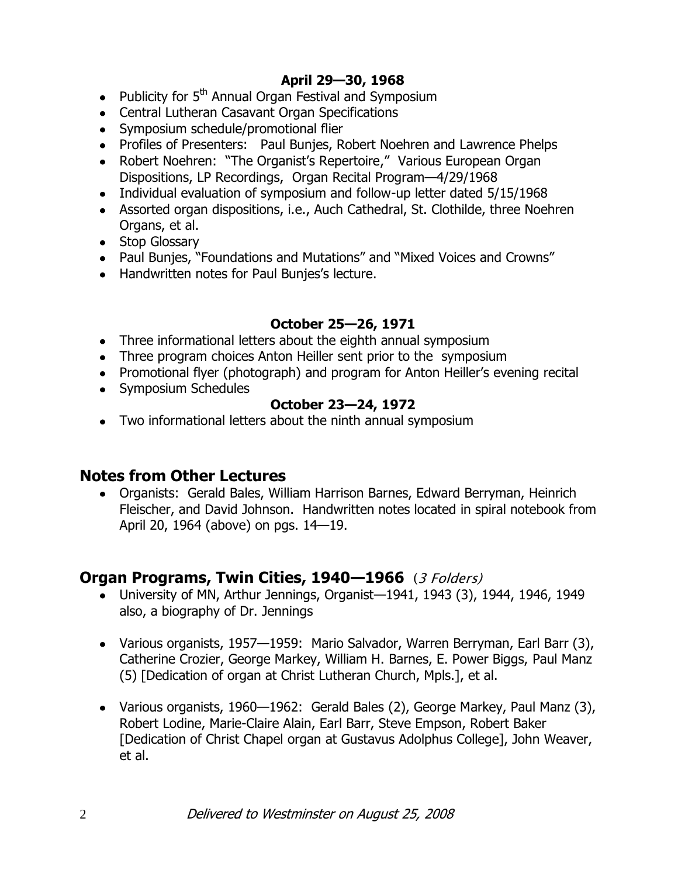**April 29—30, 1968**

- Publicity for 5th Annual Organ Festival and Symposium
- Central Lutheran Casavant Organ Specifications
- Symposium schedule/promotional flier
- Profiles of Presenters: Paul Bunjes, Robert Noehren and Lawrence Phelps
- Robert Noehren: "The Organist's Repertoire," Various European Organ Dispositions, LP Recordings, Organ Recital Program—4/29/1968
- Individual evaluation of symposium and follow-up letter dated 5/15/1968
- Assorted organ dispositions, i.e., Auch Cathedral, St. Clothilde, three Noehren Organs, et al.
- Stop Glossary
- Paul Bunjes, "Foundations and Mutations" and "Mixed Voices and Crowns"
- Handwritten notes for Paul Bunjes's lecture.

**October 25—26, 1971**

- Three informational letters about the eighth annual symposium
- Three program choices Anton Heiller sent prior to the symposium
- Promotional flyer (photograph) and program for Anton Heiller's evening recital
- Symposium Schedules

**October 23—24, 1972**

- Two informational letters about the ninth annual symposium

## Notes from Other Lectures

- Organists: Gerald Bales, William Harrison Barnes, Edward Berryman, Heinrich Fleischer, and David Johnson. Handwritten notes located in spiral notebook from April 20, 1964 (above) on pgs. 14—19.

## Organ Programs, Twin Cities, 1940—1966 *(3 Folders)*

- University of MN, Arthur Jennings, Organist—1941, 1943 (3), 1944, 1946, 1949 also, a biography of Dr. Jennings

- Various organists, 1957—1959: Mario Salvador, Warren Berryman, Earl Barr (3), Catherine Crozier, George Markey, William H. Barnes, E. Power Biggs, Paul Manz (5) [Dedication of organ at Christ Lutheran Church, Mpls.], et al.

- Various organists, 1960—1962: Gerald Bales (2), George Markey, Paul Manz (3), Robert Lodine, Marie-Claire Alain, Earl Barr, Steve Empson, Robert Baker [Dedication of Christ Chapel organ at Gustavus Adolphus College], John Weaver, et al.

*Delivered to Westminster on August 25, 2008*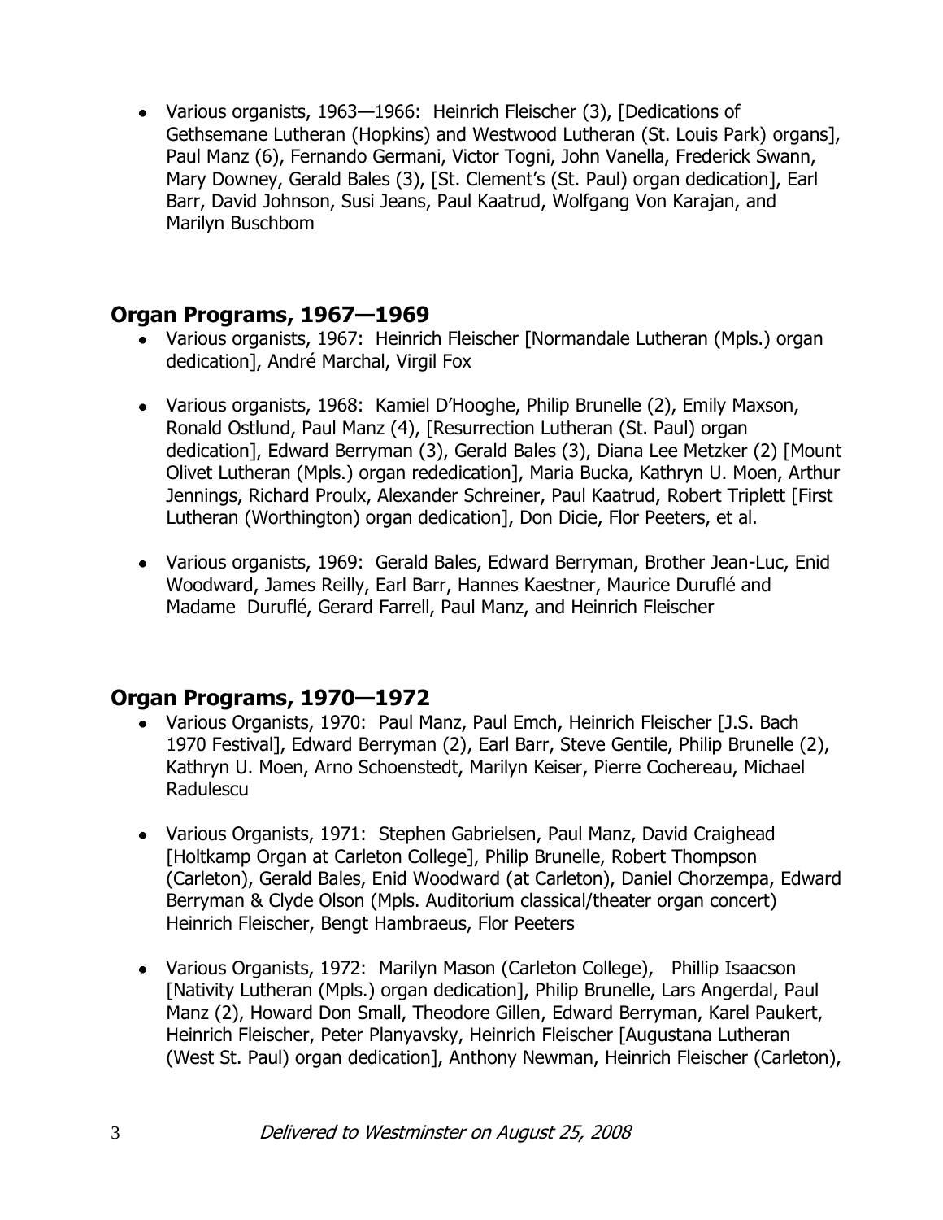- Various organists, 1963—1966: Heinrich Fleischer (3), [Dedications of Gethsemane Lutheran (Hopkins) and Westwood Lutheran (St. Louis Park) organs], Paul Manz (6), Fernando Germani, Victor Togni, John Vanella, Frederick Swann, Mary Downey, Gerald Bales (3), [St. Clement's (St. Paul) organ dedication], Earl Barr, David Johnson, Susi Jeans, Paul Kaatrud, Wolfgang Von Karajan, and Marilyn Buschbom

## Organ Programs, 1967—1969

- Various organists, 1967: Heinrich Fleischer [Normandale Lutheran (Mpls.) organ dedication], André Marchal, Virgil Fox
- Various organists, 1968: Kamiel D'Hooghe, Philip Brunelle (2), Emily Maxson, Ronald Ostlund, Paul Manz (4), [Resurrection Lutheran (St. Paul) organ dedication], Edward Berryman (3), Gerald Bales (3), Diana Lee Metzker (2) [Mount Olivet Lutheran (Mpls.) organ rededication], Maria Bucka, Kathryn U. Moen, Arthur Jennings, Richard Proulx, Alexander Schreiner, Paul Kaatrud, Robert Triplett [First Lutheran (Worthington) organ dedication], Don Dicie, Flor Peeters, et al.
- Various organists, 1969: Gerald Bales, Edward Berryman, Brother Jean-Luc, Enid Woodward, James Reilly, Earl Barr, Hannes Kaestner, Maurice Duruflé and Madame Duruflé, Gerard Farrell, Paul Manz, and Heinrich Fleischer

## Organ Programs, 1970—1972

- Various Organists, 1970: Paul Manz, Paul Emch, Heinrich Fleischer [J.S. Bach 1970 Festival], Edward Berryman (2), Earl Barr, Steve Gentile, Philip Brunelle (2), Kathryn U. Moen, Arno Schoenstedt, Marilyn Keiser, Pierre Cochereau, Michael Radulescu
- Various Organists, 1971: Stephen Gabrielsen, Paul Manz, David Craighead [Holtkamp Organ at Carleton College], Philip Brunelle, Robert Thompson (Carleton), Gerald Bales, Enid Woodward (at Carleton), Daniel Chorzempa, Edward Berryman & Clyde Olson (Mpls. Auditorium classical/theater organ concert) Heinrich Fleischer, Bengt Hambraeus, Flor Peeters
- Various Organists, 1972: Marilyn Mason (Carleton College), Phillip Isaacson [Nativity Lutheran (Mpls.) organ dedication], Philip Brunelle, Lars Angerdal, Paul Manz (2), Howard Don Small, Theodore Gillen, Edward Berryman, Karel Paukert, Heinrich Fleischer, Peter Planyavsky, Heinrich Fleischer [Augustana Lutheran (West St. Paul) organ dedication], Anthony Newman, Heinrich Fleischer (Carleton),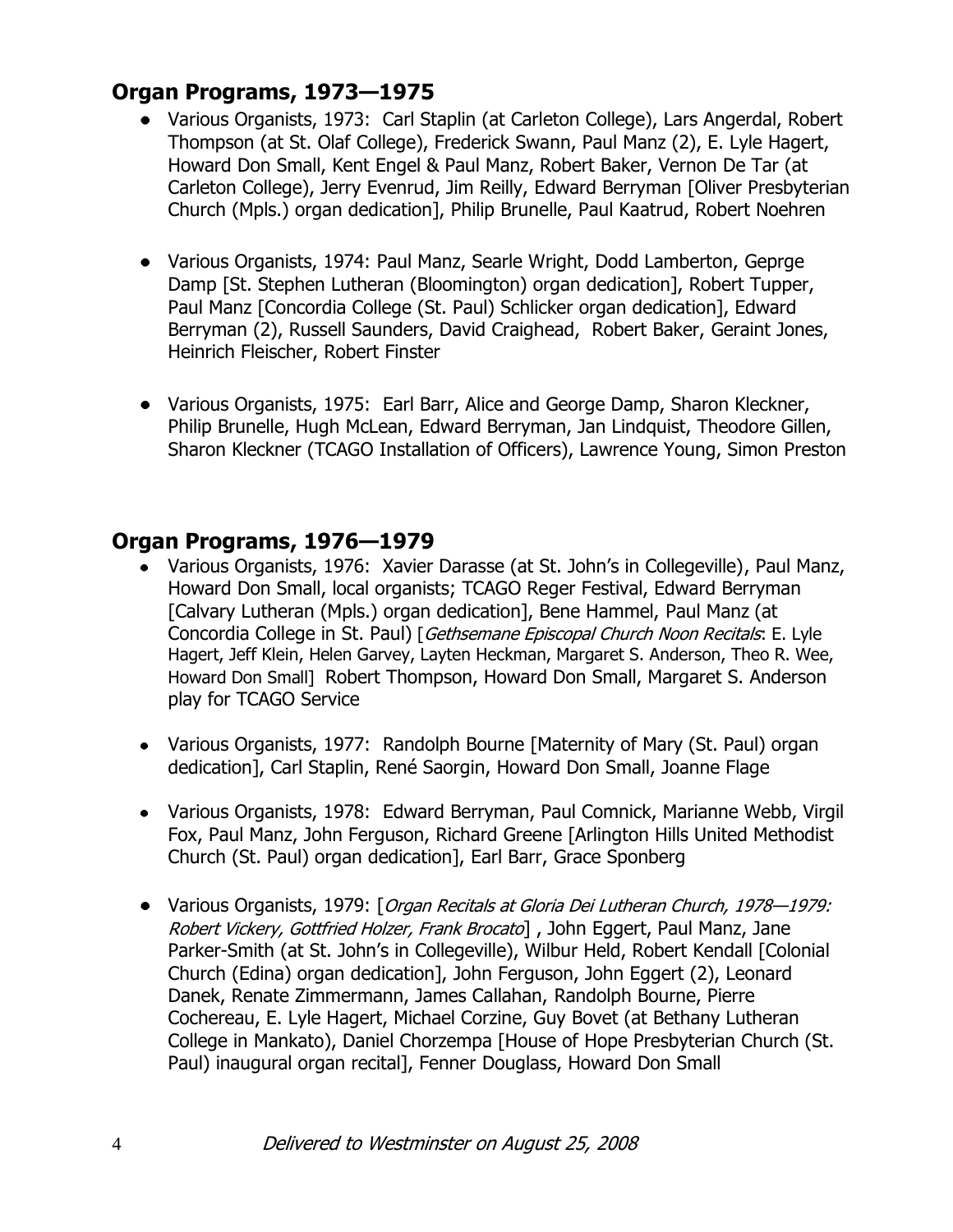## Organ Programs, 1973—1975

- Various Organists, 1973: Carl Staplin (at Carleton College), Lars Angerdal, Robert Thompson (at St. Olaf College), Frederick Swann, Paul Manz (2), E. Lyle Hagert, Howard Don Small, Kent Engel & Paul Manz, Robert Baker, Vernon De Tar (at Carleton College), Jerry Evenrud, Jim Reilly, Edward Berryman [Oliver Presbyterian Church (Mpls.) organ dedication], Philip Brunelle, Paul Kaatrud, Robert Noehren

- Various Organists, 1974: Paul Manz, Searle Wright, Dodd Lamberton, Geprge Damp [St. Stephen Lutheran (Bloomington) organ dedication], Robert Tupper, Paul Manz [Concordia College (St. Paul) Schlicker organ dedication], Edward Berryman (2), Russell Saunders, David Craighead, Robert Baker, Geraint Jones, Heinrich Fleischer, Robert Finster

- Various Organists, 1975: Earl Barr, Alice and George Damp, Sharon Kleckner, Philip Brunelle, Hugh McLean, Edward Berryman, Jan Lindquist, Theodore Gillen, Sharon Kleckner (TCAGO Installation of Officers), Lawrence Young, Simon Preston

## Organ Programs, 1976—1979

- Various Organists, 1976: Xavier Darasse (at St. John's in Collegeville), Paul Manz, Howard Don Small, local organists; TCAGO Reger Festival, Edward Berryman [Calvary Lutheran (Mpls.) organ dedication], Bene Hammel, Paul Manz (at Concordia College in St. Paul) [*Gethsemane Episcopal Church Noon Recitals*: E. Lyle Hagert, Jeff Klein, Helen Garvey, Layten Heckman, Margaret S. Anderson, Theo R. Wee, Howard Don Small] Robert Thompson, Howard Don Small, Margaret S. Anderson play for TCAGO Service

- Various Organists, 1977: Randolph Bourne [Maternity of Mary (St. Paul) organ dedication], Carl Staplin, René Saorgin, Howard Don Small, Joanne Flage

- Various Organists, 1978: Edward Berryman, Paul Comnick, Marianne Webb, Virgil Fox, Paul Manz, John Ferguson, Richard Greene [Arlington Hills United Methodist Church (St. Paul) organ dedication], Earl Barr, Grace Sponberg

- Various Organists, 1979: [*Organ Recitals at Gloria Dei Lutheran Church, 1978—1979: Robert Vickery, Gottfried Holzer, Frank Brocato*] , John Eggert, Paul Manz, Jane Parker-Smith (at St. John's in Collegeville), Wilbur Held, Robert Kendall [Colonial Church (Edina) organ dedication], John Ferguson, John Eggert (2), Leonard Danek, Renate Zimmermann, James Callahan, Randolph Bourne, Pierre Cochereau, E. Lyle Hagert, Michael Corzine, Guy Bovet (at Bethany Lutheran College in Mankato), Daniel Chorzempa [House of Hope Presbyterian Church (St. Paul) inaugural organ recital], Fenner Douglass, Howard Don Small

*Delivered to Westminster on August 25, 2008*